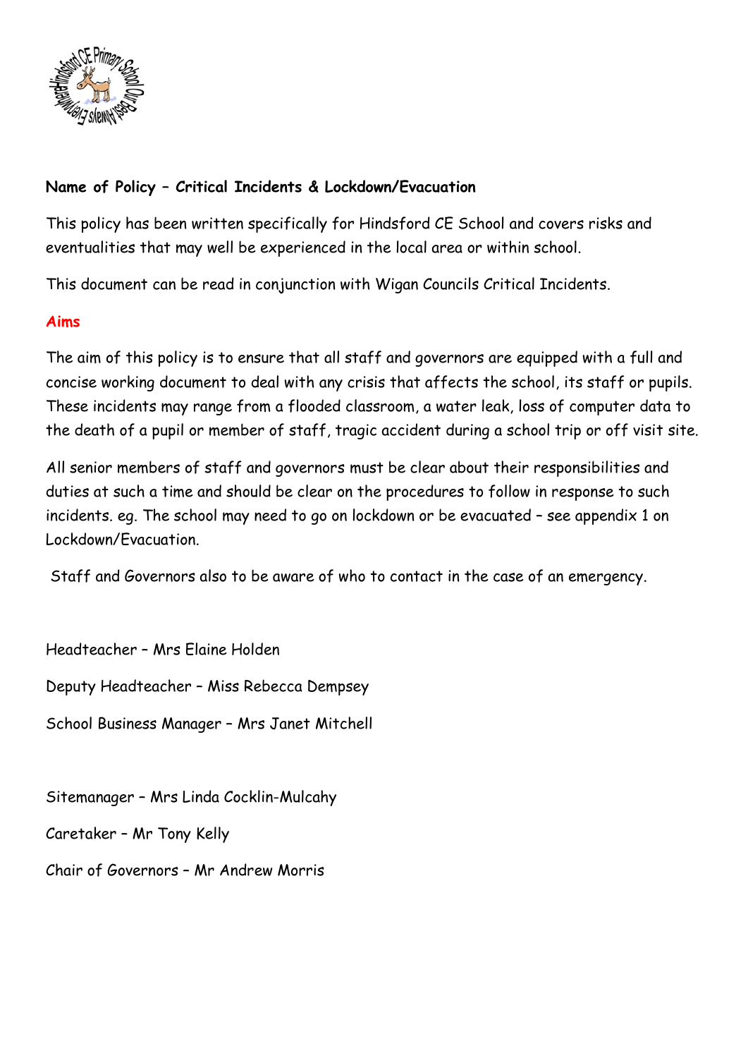**Name of Policy – Critical Incidents & Lockdown/Evacuation**

This policy has been written specifically for Hindsford CE School and covers risks and eventualities that may well be experienced in the local area or within school.

This document can be read in conjunction with Wigan Councils Critical Incidents.

## Aims

The aim of this policy is to ensure that all staff and governors are equipped with a full and concise working document to deal with any crisis that affects the school, its staff or pupils. These incidents may range from a flooded classroom, a water leak, loss of computer data to the death of a pupil or member of staff, tragic accident during a school trip or off visit site.

All senior members of staff and governors must be clear about their responsibilities and duties at such a time and should be clear on the procedures to follow in response to such incidents. eg. The school may need to go on lockdown or be evacuated – see appendix 1 on Lockdown/Evacuation.

Staff and Governors also to be aware of who to contact in the case of an emergency.

Headteacher – Mrs Elaine Holden

Deputy Headteacher – Miss Rebecca Dempsey

School Business Manager – Mrs Janet Mitchell

Sitemanager – Mrs Linda Cocklin-Mulcahy

Caretaker – Mr Tony Kelly

Chair of Governors – Mr Andrew Morris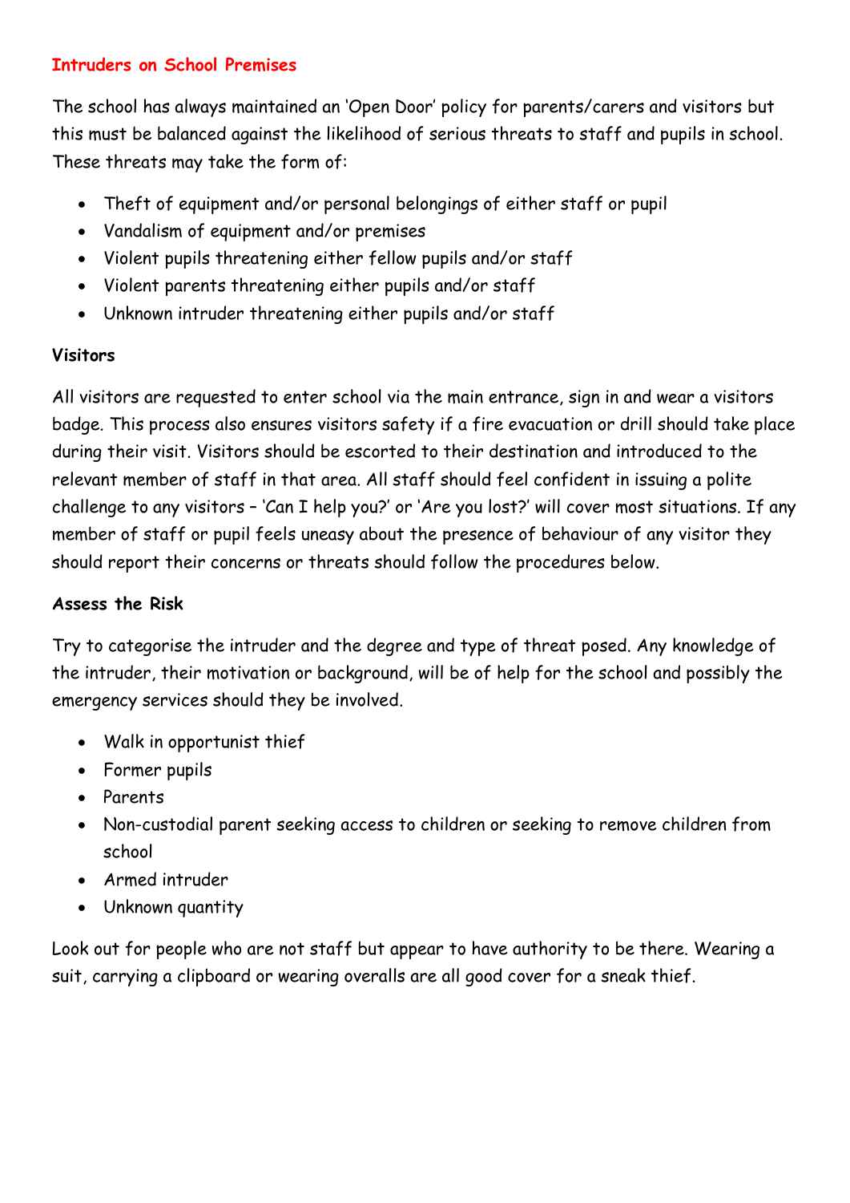## Intruders on School Premises

The school has always maintained an 'Open Door' policy for parents/carers and visitors but this must be balanced against the likelihood of serious threats to staff and pupils in school. These threats may take the form of:

- Theft of equipment and/or personal belongings of either staff or pupil
- Vandalism of equipment and/or premises
- Violent pupils threatening either fellow pupils and/or staff
- Violent parents threatening either pupils and/or staff
- Unknown intruder threatening either pupils and/or staff

### Visitors

All visitors are requested to enter school via the main entrance, sign in and wear a visitors badge. This process also ensures visitors safety if a fire evacuation or drill should take place during their visit. Visitors should be escorted to their destination and introduced to the relevant member of staff in that area. All staff should feel confident in issuing a polite challenge to any visitors – 'Can I help you?' or 'Are you lost?' will cover most situations. If any member of staff or pupil feels uneasy about the presence of behaviour of any visitor they should report their concerns or threats should follow the procedures below.

### Assess the Risk

Try to categorise the intruder and the degree and type of threat posed. Any knowledge of the intruder, their motivation or background, will be of help for the school and possibly the emergency services should they be involved.

- Walk in opportunist thief
- Former pupils
- Parents
- Non-custodial parent seeking access to children or seeking to remove children from school
- Armed intruder
- Unknown quantity

Look out for people who are not staff but appear to have authority to be there. Wearing a suit, carrying a clipboard or wearing overalls are all good cover for a sneak thief.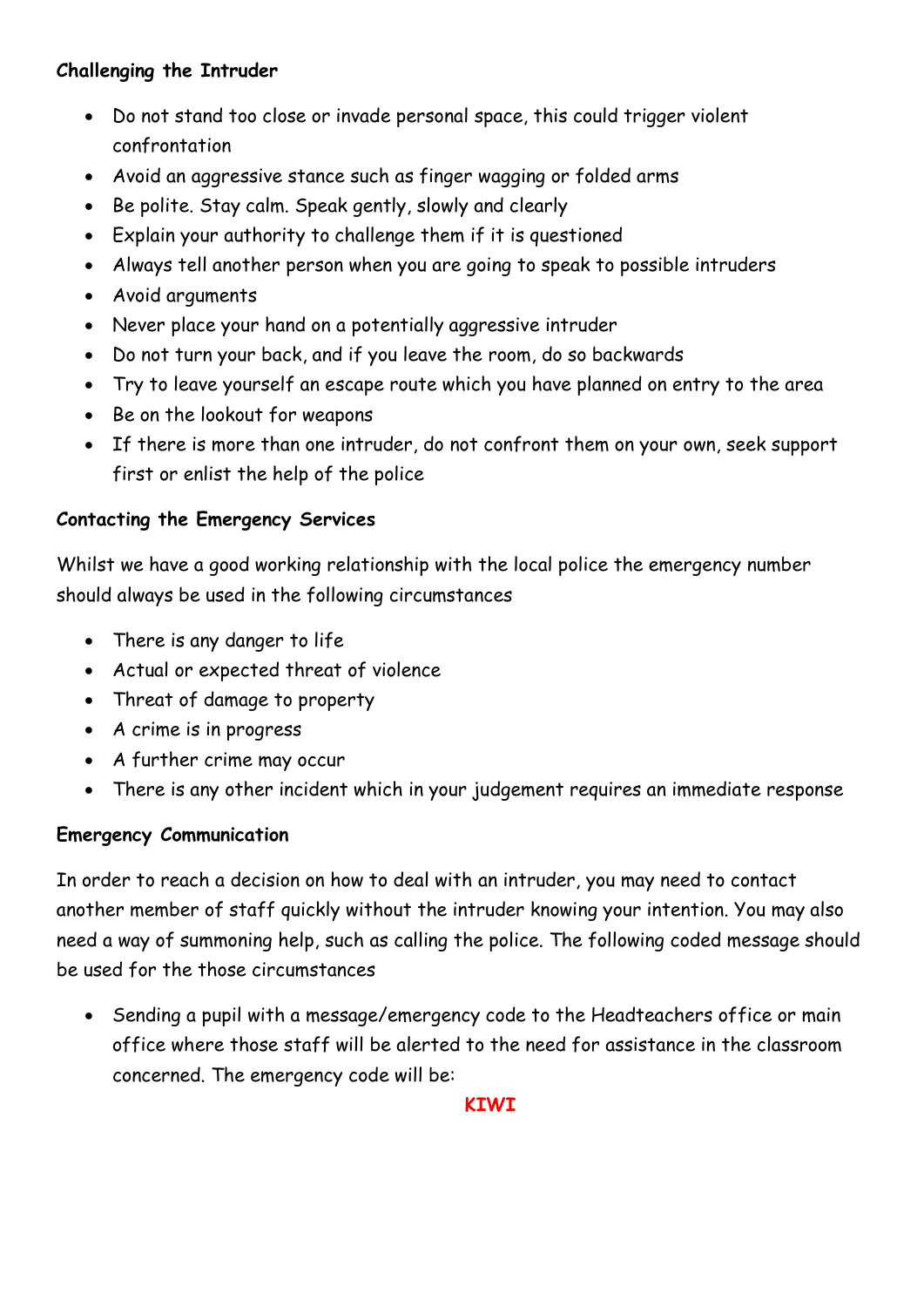**Challenging the Intruder**

- Do not stand too close or invade personal space, this could trigger violent confrontation
- Avoid an aggressive stance such as finger wagging or folded arms
- Be polite. Stay calm. Speak gently, slowly and clearly
- Explain your authority to challenge them if it is questioned
- Always tell another person when you are going to speak to possible intruders
- Avoid arguments
- Never place your hand on a potentially aggressive intruder
- Do not turn your back, and if you leave the room, do so backwards
- Try to leave yourself an escape route which you have planned on entry to the area
- Be on the lookout for weapons
- If there is more than one intruder, do not confront them on your own, seek support first or enlist the help of the police

**Contacting the Emergency Services**

Whilst we have a good working relationship with the local police the emergency number should always be used in the following circumstances

- There is any danger to life
- Actual or expected threat of violence
- Threat of damage to property
- A crime is in progress
- A further crime may occur
- There is any other incident which in your judgement requires an immediate response

**Emergency Communication**

In order to reach a decision on how to deal with an intruder, you may need to contact another member of staff quickly without the intruder knowing your intention. You may also need a way of summoning help, such as calling the police. The following coded message should be used for the those circumstances

- Sending a pupil with a message/emergency code to the Headteachers office or main office where those staff will be alerted to the need for assistance in the classroom concerned. The emergency code will be:

**KIWI**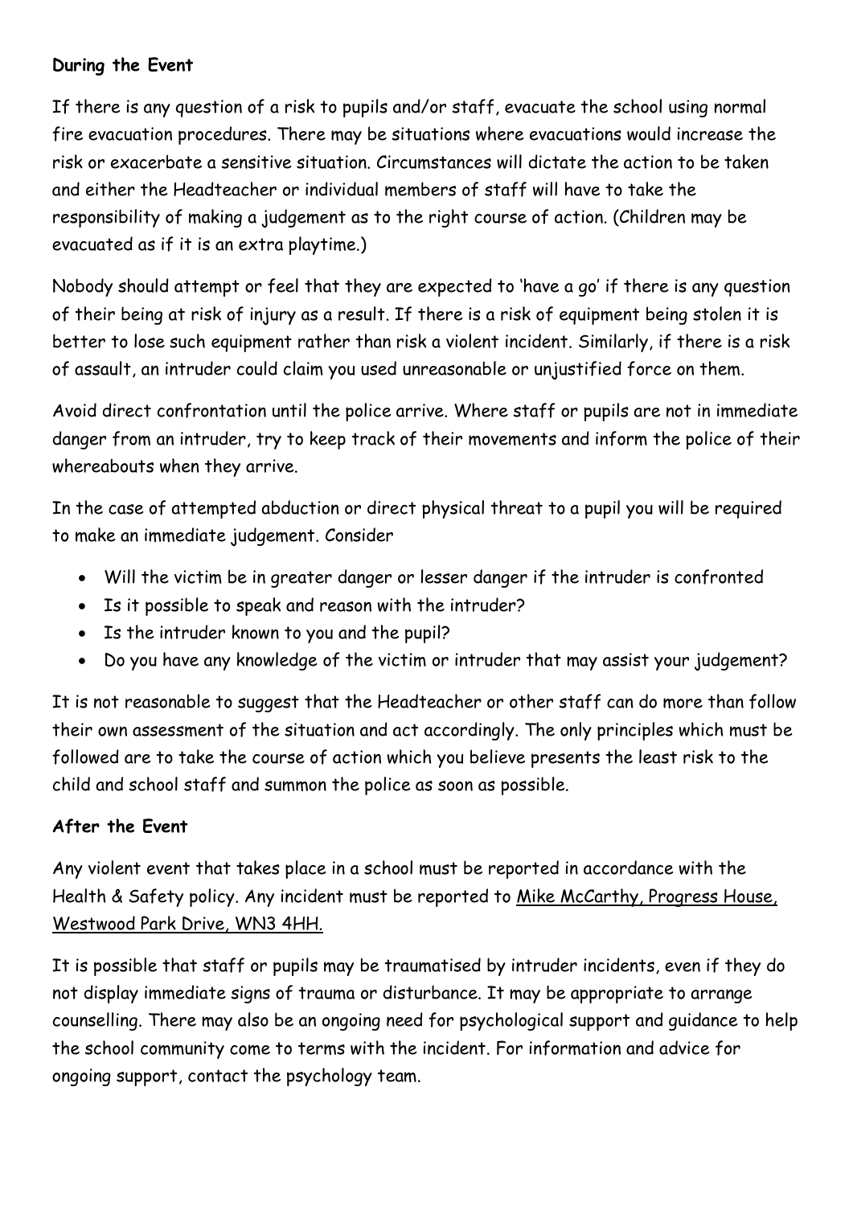**During the Event**

If there is any question of a risk to pupils and/or staff, evacuate the school using normal fire evacuation procedures. There may be situations where evacuations would increase the risk or exacerbate a sensitive situation. Circumstances will dictate the action to be taken and either the Headteacher or individual members of staff will have to take the responsibility of making a judgement as to the right course of action. (Children may be evacuated as if it is an extra playtime.)

Nobody should attempt or feel that they are expected to 'have a go' if there is any question of their being at risk of injury as a result. If there is a risk of equipment being stolen it is better to lose such equipment rather than risk a violent incident. Similarly, if there is a risk of assault, an intruder could claim you used unreasonable or unjustified force on them.

Avoid direct confrontation until the police arrive. Where staff or pupils are not in immediate danger from an intruder, try to keep track of their movements and inform the police of their whereabouts when they arrive.

In the case of attempted abduction or direct physical threat to a pupil you will be required to make an immediate judgement. Consider

- Will the victim be in greater danger or lesser danger if the intruder is confronted
- Is it possible to speak and reason with the intruder?
- Is the intruder known to you and the pupil?
- Do you have any knowledge of the victim or intruder that may assist your judgement?

It is not reasonable to suggest that the Headteacher or other staff can do more than follow their own assessment of the situation and act accordingly. The only principles which must be followed are to take the course of action which you believe presents the least risk to the child and school staff and summon the police as soon as possible.

**After the Event**

Any violent event that takes place in a school must be reported in accordance with the Health & Safety policy. Any incident must be reported to Mike McCarthy, Progress House, Westwood Park Drive, WN3 4HH.

It is possible that staff or pupils may be traumatised by intruder incidents, even if they do not display immediate signs of trauma or disturbance. It may be appropriate to arrange counselling. There may also be an ongoing need for psychological support and guidance to help the school community come to terms with the incident. For information and advice for ongoing support, contact the psychology team.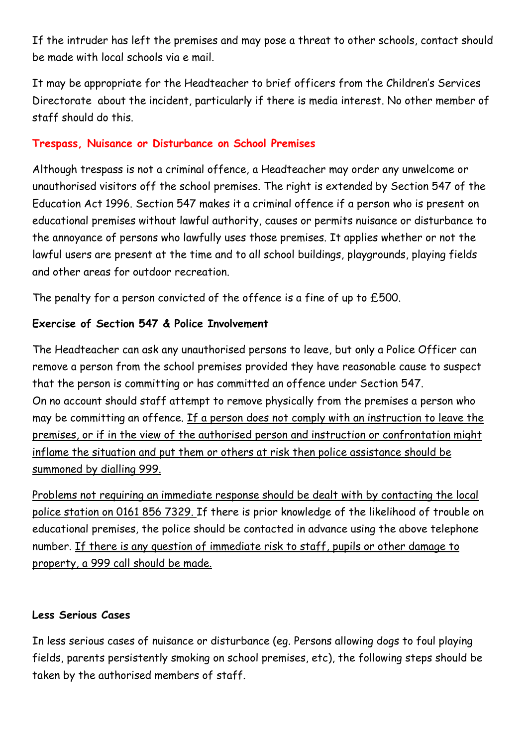If the intruder has left the premises and may pose a threat to other schools, contact should be made with local schools via e mail.

It may be appropriate for the Headteacher to brief officers from the Children's Services Directorate about the incident, particularly if there is media interest. No other member of staff should do this.

## Trespass, Nuisance or Disturbance on School Premises

Although trespass is not a criminal offence, a Headteacher may order any unwelcome or unauthorised visitors off the school premises. The right is extended by Section 547 of the Education Act 1996. Section 547 makes it a criminal offence if a person who is present on educational premises without lawful authority, causes or permits nuisance or disturbance to the annoyance of persons who lawfully uses those premises. It applies whether or not the lawful users are present at the time and to all school buildings, playgrounds, playing fields and other areas for outdoor recreation.

The penalty for a person convicted of the offence is a fine of up to £500.

### Exercise of Section 547 & Police Involvement

The Headteacher can ask any unauthorised persons to leave, but only a Police Officer can remove a person from the school premises provided they have reasonable cause to suspect that the person is committing or has committed an offence under Section 547.
On no account should staff attempt to remove physically from the premises a person who may be committing an offence. <u>If a person does not comply with an instruction to leave the premises, or if in the view of the authorised person and instruction or confrontation might inflame the situation and put them or others at risk then police assistance should be summoned by dialling 999.</u>

<u>Problems not requiring an immediate response should be dealt with by contacting the local police station on 0161 856 7329.</u> If there is prior knowledge of the likelihood of trouble on educational premises, the police should be contacted in advance using the above telephone number. <u>If there is any question of immediate risk to staff, pupils or other damage to property, a 999 call should be made.</u>

### Less Serious Cases

In less serious cases of nuisance or disturbance (eg. Persons allowing dogs to foul playing fields, parents persistently smoking on school premises, etc), the following steps should be taken by the authorised members of staff.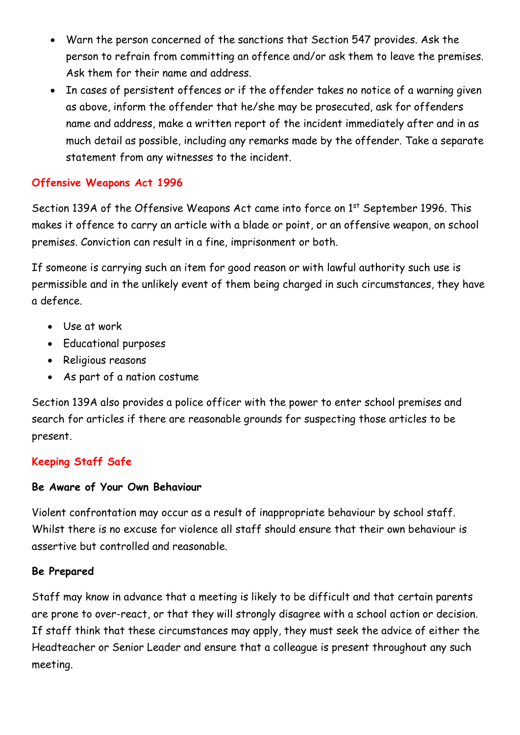- Warn the person concerned of the sanctions that Section 547 provides. Ask the person to refrain from committing an offence and/or ask them to leave the premises. Ask them for their name and address.
- In cases of persistent offences or if the offender takes no notice of a warning given as above, inform the offender that he/she may be prosecuted, ask for offenders name and address, make a written report of the incident immediately after and in as much detail as possible, including any remarks made by the offender. Take a separate statement from any witnesses to the incident.

## Offensive Weapons Act 1996

Section 139A of the Offensive Weapons Act came into force on 1st September 1996. This makes it offence to carry an article with a blade or point, or an offensive weapon, on school premises. Conviction can result in a fine, imprisonment or both.

If someone is carrying such an item for good reason or with lawful authority such use is permissible and in the unlikely event of them being charged in such circumstances, they have a defence.

- Use at work
- Educational purposes
- Religious reasons
- As part of a nation costume

Section 139A also provides a police officer with the power to enter school premises and search for articles if there are reasonable grounds for suspecting those articles to be present.

## Keeping Staff Safe

**Be Aware of Your Own Behaviour**

Violent confrontation may occur as a result of inappropriate behaviour by school staff. Whilst there is no excuse for violence all staff should ensure that their own behaviour is assertive but controlled and reasonable.

**Be Prepared**

Staff may know in advance that a meeting is likely to be difficult and that certain parents are prone to over-react, or that they will strongly disagree with a school action or decision. If staff think that these circumstances may apply, they must seek the advice of either the Headteacher or Senior Leader and ensure that a colleague is present throughout any such meeting.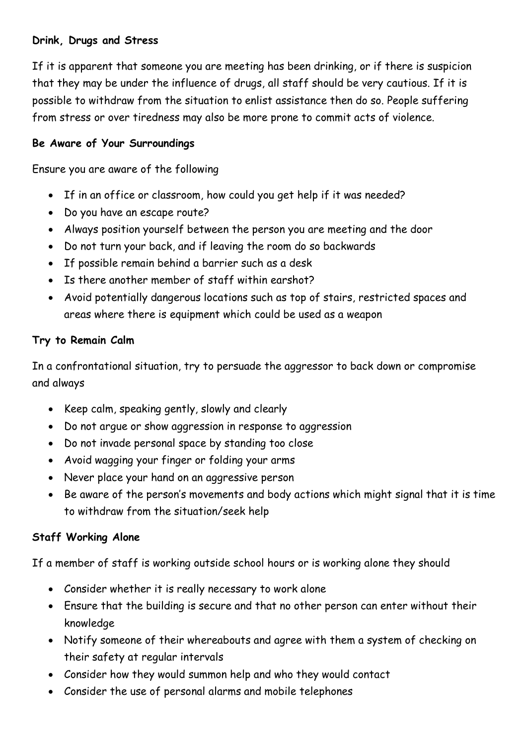**Drink, Drugs and Stress**

If it is apparent that someone you are meeting has been drinking, or if there is suspicion that they may be under the influence of drugs, all staff should be very cautious. If it is possible to withdraw from the situation to enlist assistance then do so. People suffering from stress or over tiredness may also be more prone to commit acts of violence.

**Be Aware of Your Surroundings**

Ensure you are aware of the following

- If in an office or classroom, how could you get help if it was needed?
- Do you have an escape route?
- Always position yourself between the person you are meeting and the door
- Do not turn your back, and if leaving the room do so backwards
- If possible remain behind a barrier such as a desk
- Is there another member of staff within earshot?
- Avoid potentially dangerous locations such as top of stairs, restricted spaces and areas where there is equipment which could be used as a weapon

**Try to Remain Calm**

In a confrontational situation, try to persuade the aggressor to back down or compromise and always

- Keep calm, speaking gently, slowly and clearly
- Do not argue or show aggression in response to aggression
- Do not invade personal space by standing too close
- Avoid wagging your finger or folding your arms
- Never place your hand on an aggressive person
- Be aware of the person's movements and body actions which might signal that it is time to withdraw from the situation/seek help

**Staff Working Alone**

If a member of staff is working outside school hours or is working alone they should

- Consider whether it is really necessary to work alone
- Ensure that the building is secure and that no other person can enter without their knowledge
- Notify someone of their whereabouts and agree with them a system of checking on their safety at regular intervals
- Consider how they would summon help and who they would contact
- Consider the use of personal alarms and mobile telephones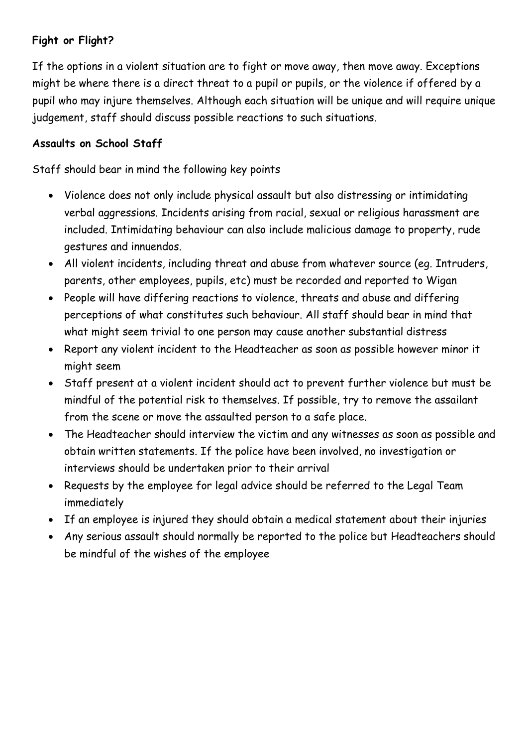**Fight or Flight?**

If the options in a violent situation are to fight or move away, then move away. Exceptions might be where there is a direct threat to a pupil or pupils, or the violence if offered by a pupil who may injure themselves. Although each situation will be unique and will require unique judgement, staff should discuss possible reactions to such situations.

**Assaults on School Staff**

Staff should bear in mind the following key points

- Violence does not only include physical assault but also distressing or intimidating verbal aggressions. Incidents arising from racial, sexual or religious harassment are included. Intimidating behaviour can also include malicious damage to property, rude gestures and innuendos.
- All violent incidents, including threat and abuse from whatever source (eg. Intruders, parents, other employees, pupils, etc) must be recorded and reported to Wigan
- People will have differing reactions to violence, threats and abuse and differing perceptions of what constitutes such behaviour. All staff should bear in mind that what might seem trivial to one person may cause another substantial distress
- Report any violent incident to the Headteacher as soon as possible however minor it might seem
- Staff present at a violent incident should act to prevent further violence but must be mindful of the potential risk to themselves. If possible, try to remove the assailant from the scene or move the assaulted person to a safe place.
- The Headteacher should interview the victim and any witnesses as soon as possible and obtain written statements. If the police have been involved, no investigation or interviews should be undertaken prior to their arrival
- Requests by the employee for legal advice should be referred to the Legal Team immediately
- If an employee is injured they should obtain a medical statement about their injuries
- Any serious assault should normally be reported to the police but Headteachers should be mindful of the wishes of the employee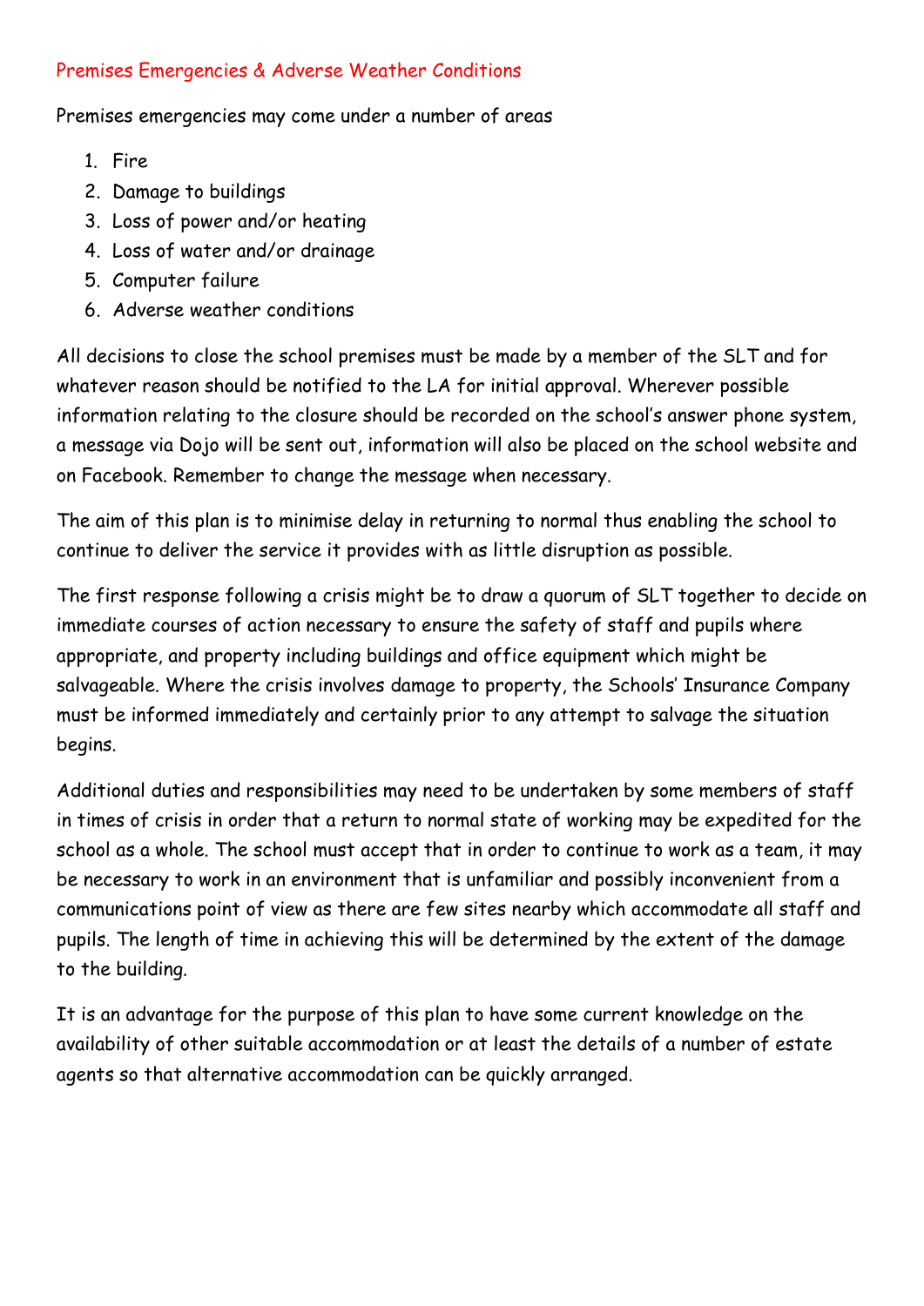## Premises Emergencies & Adverse Weather Conditions

Premises emergencies may come under a number of areas

1. Fire
2. Damage to buildings
3. Loss of power and/or heating
4. Loss of water and/or drainage
5. Computer failure
6. Adverse weather conditions

All decisions to close the school premises must be made by a member of the SLT and for whatever reason should be notified to the LA for initial approval. Wherever possible information relating to the closure should be recorded on the school's answer phone system, a message via Dojo will be sent out, information will also be placed on the school website and on Facebook. Remember to change the message when necessary.

The aim of this plan is to minimise delay in returning to normal thus enabling the school to continue to deliver the service it provides with as little disruption as possible.

The first response following a crisis might be to draw a quorum of SLT together to decide on immediate courses of action necessary to ensure the safety of staff and pupils where appropriate, and property including buildings and office equipment which might be salvageable. Where the crisis involves damage to property, the Schools' Insurance Company must be informed immediately and certainly prior to any attempt to salvage the situation begins.

Additional duties and responsibilities may need to be undertaken by some members of staff in times of crisis in order that a return to normal state of working may be expedited for the school as a whole. The school must accept that in order to continue to work as a team, it may be necessary to work in an environment that is unfamiliar and possibly inconvenient from a communications point of view as there are few sites nearby which accommodate all staff and pupils. The length of time in achieving this will be determined by the extent of the damage to the building.

It is an advantage for the purpose of this plan to have some current knowledge on the availability of other suitable accommodation or at least the details of a number of estate agents so that alternative accommodation can be quickly arranged.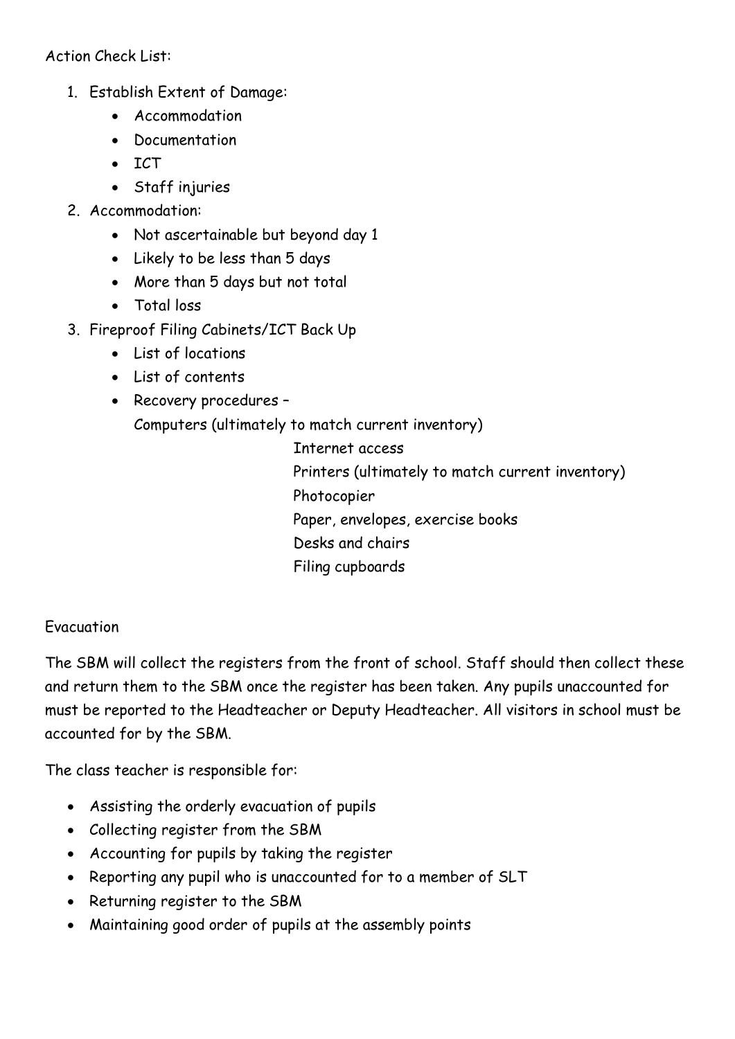Action Check List:

1. Establish Extent of Damage:
    - Accommodation
    - Documentation
    - ICT
    - Staff injuries
2. Accommodation:
    - Not ascertainable but beyond day 1
    - Likely to be less than 5 days
    - More than 5 days but not total
    - Total loss
3. Fireproof Filing Cabinets/ICT Back Up
    - List of locations
    - List of contents
    - Recovery procedures –
      Computers (ultimately to match current inventory)
      Internet access
      Printers (ultimately to match current inventory)
      Photocopier
      Paper, envelopes, exercise books
      Desks and chairs
      Filing cupboards

Evacuation

The SBM will collect the registers from the front of school. Staff should then collect these and return them to the SBM once the register has been taken. Any pupils unaccounted for must be reported to the Headteacher or Deputy Headteacher. All visitors in school must be accounted for by the SBM.

The class teacher is responsible for:

- Assisting the orderly evacuation of pupils
- Collecting register from the SBM
- Accounting for pupils by taking the register
- Reporting any pupil who is unaccounted for to a member of SLT
- Returning register to the SBM
- Maintaining good order of pupils at the assembly points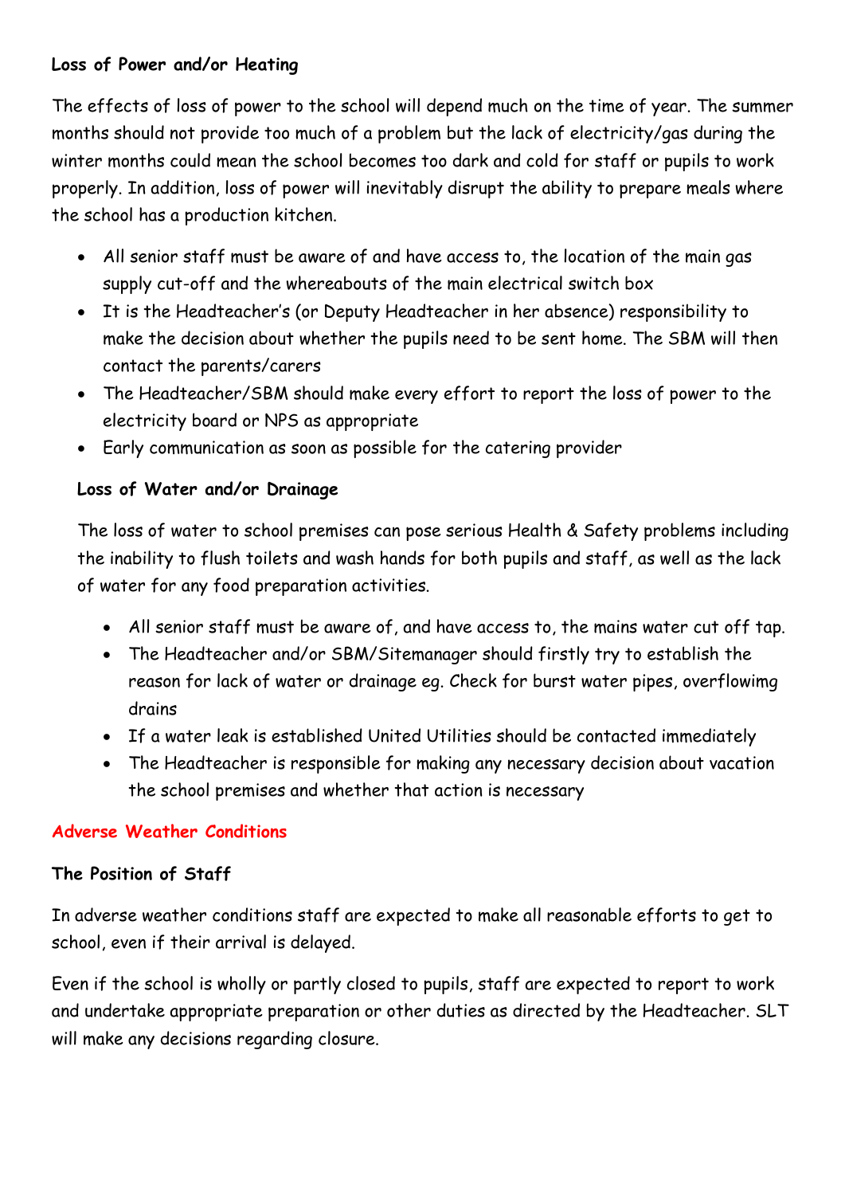**Loss of Power and/or Heating**

The effects of loss of power to the school will depend much on the time of year. The summer months should not provide too much of a problem but the lack of electricity/gas during the winter months could mean the school becomes too dark and cold for staff or pupils to work properly. In addition, loss of power will inevitably disrupt the ability to prepare meals where the school has a production kitchen.

- All senior staff must be aware of and have access to, the location of the main gas supply cut-off and the whereabouts of the main electrical switch box
- It is the Headteacher's (or Deputy Headteacher in her absence) responsibility to make the decision about whether the pupils need to be sent home. The SBM will then contact the parents/carers
- The Headteacher/SBM should make every effort to report the loss of power to the electricity board or NPS as appropriate
- Early communication as soon as possible for the catering provider

**Loss of Water and/or Drainage**

The loss of water to school premises can pose serious Health & Safety problems including the inability to flush toilets and wash hands for both pupils and staff, as well as the lack of water for any food preparation activities.

- All senior staff must be aware of, and have access to, the mains water cut off tap.
- The Headteacher and/or SBM/Sitemanager should firstly try to establish the reason for lack of water or drainage eg. Check for burst water pipes, overflowimg drains
- If a water leak is established United Utilities should be contacted immediately
- The Headteacher is responsible for making any necessary decision about vacation the school premises and whether that action is necessary

**Adverse Weather Conditions**

**The Position of Staff**

In adverse weather conditions staff are expected to make all reasonable efforts to get to school, even if their arrival is delayed.

Even if the school is wholly or partly closed to pupils, staff are expected to report to work and undertake appropriate preparation or other duties as directed by the Headteacher. SLT will make any decisions regarding closure.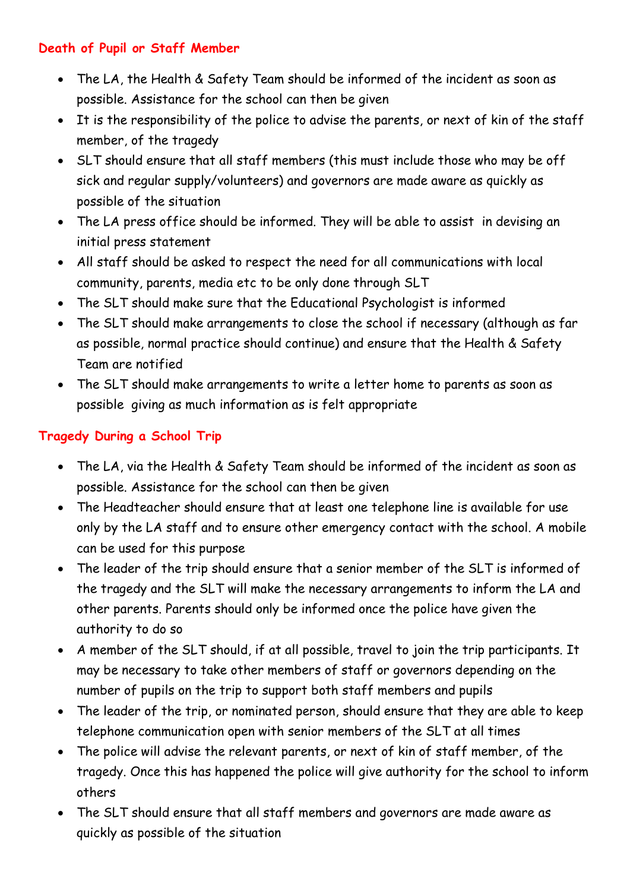### Death of Pupil or Staff Member

- The LA, the Health & Safety Team should be informed of the incident as soon as possible. Assistance for the school can then be given
- It is the responsibility of the police to advise the parents, or next of kin of the staff member, of the tragedy
- SLT should ensure that all staff members (this must include those who may be off sick and regular supply/volunteers) and governors are made aware as quickly as possible of the situation
- The LA press office should be informed. They will be able to assist in devising an initial press statement
- All staff should be asked to respect the need for all communications with local community, parents, media etc to be only done through SLT
- The SLT should make sure that the Educational Psychologist is informed
- The SLT should make arrangements to close the school if necessary (although as far as possible, normal practice should continue) and ensure that the Health & Safety Team are notified
- The SLT should make arrangements to write a letter home to parents as soon as possible giving as much information as is felt appropriate

### Tragedy During a School Trip

- The LA, via the Health & Safety Team should be informed of the incident as soon as possible. Assistance for the school can then be given
- The Headteacher should ensure that at least one telephone line is available for use only by the LA staff and to ensure other emergency contact with the school. A mobile can be used for this purpose
- The leader of the trip should ensure that a senior member of the SLT is informed of the tragedy and the SLT will make the necessary arrangements to inform the LA and other parents. Parents should only be informed once the police have given the authority to do so
- A member of the SLT should, if at all possible, travel to join the trip participants. It may be necessary to take other members of staff or governors depending on the number of pupils on the trip to support both staff members and pupils
- The leader of the trip, or nominated person, should ensure that they are able to keep telephone communication open with senior members of the SLT at all times
- The police will advise the relevant parents, or next of kin of staff member, of the tragedy. Once this has happened the police will give authority for the school to inform others
- The SLT should ensure that all staff members and governors are made aware as quickly as possible of the situation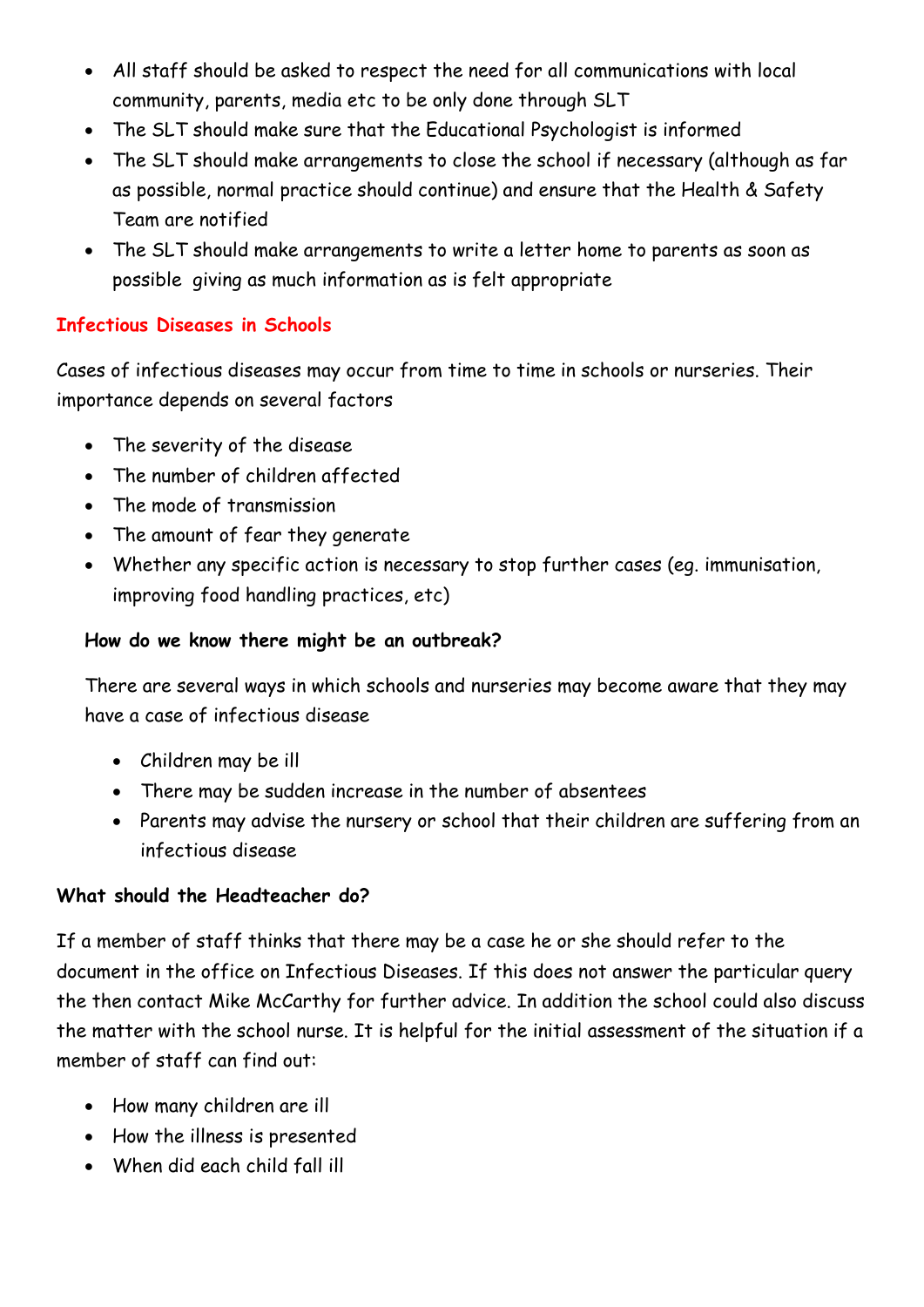- All staff should be asked to respect the need for all communications with local community, parents, media etc to be only done through SLT
- The SLT should make sure that the Educational Psychologist is informed
- The SLT should make arrangements to close the school if necessary (although as far as possible, normal practice should continue) and ensure that the Health & Safety Team are notified
- The SLT should make arrangements to write a letter home to parents as soon as possible giving as much information as is felt appropriate

## Infectious Diseases in Schools

Cases of infectious diseases may occur from time to time in schools or nurseries. Their importance depends on several factors

- The severity of the disease
- The number of children affected
- The mode of transmission
- The amount of fear they generate
- Whether any specific action is necessary to stop further cases (eg. immunisation, improving food handling practices, etc)

### How do we know there might be an outbreak?

There are several ways in which schools and nurseries may become aware that they may have a case of infectious disease

- Children may be ill
- There may be sudden increase in the number of absentees
- Parents may advise the nursery or school that their children are suffering from an infectious disease

### What should the Headteacher do?

If a member of staff thinks that there may be a case he or she should refer to the document in the office on Infectious Diseases. If this does not answer the particular query the then contact Mike McCarthy for further advice. In addition the school could also discuss the matter with the school nurse. It is helpful for the initial assessment of the situation if a member of staff can find out:

- How many children are ill
- How the illness is presented
- When did each child fall ill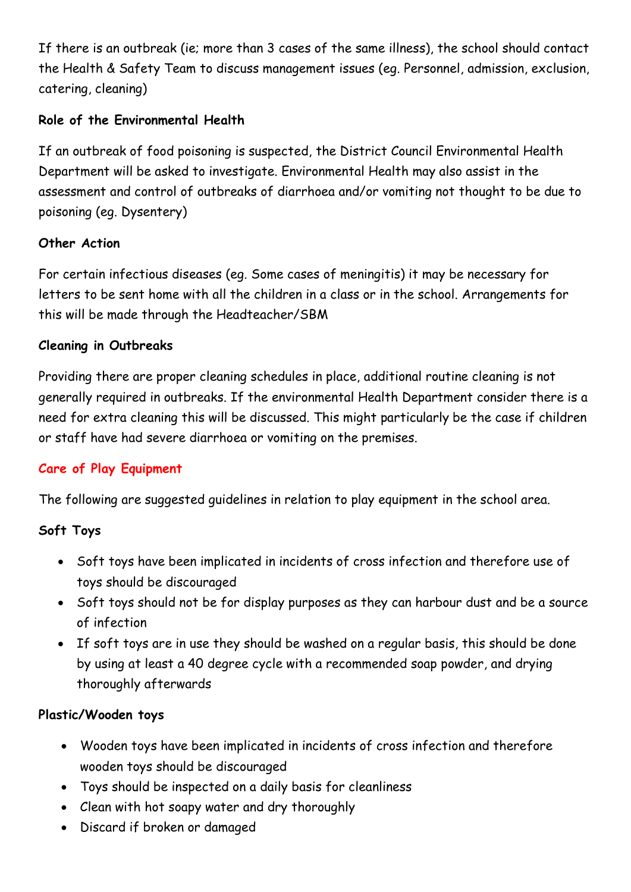If there is an outbreak (ie; more than 3 cases of the same illness), the school should contact the Health & Safety Team to discuss management issues (eg. Personnel, admission, exclusion, catering, cleaning)

**Role of the Environmental Health**

If an outbreak of food poisoning is suspected, the District Council Environmental Health Department will be asked to investigate. Environmental Health may also assist in the assessment and control of outbreaks of diarrhoea and/or vomiting not thought to be due to poisoning (eg. Dysentery)

**Other Action**

For certain infectious diseases (eg. Some cases of meningitis) it may be necessary for letters to be sent home with all the children in a class or in the school. Arrangements for this will be made through the Headteacher/SBM

**Cleaning in Outbreaks**

Providing there are proper cleaning schedules in place, additional routine cleaning is not generally required in outbreaks. If the environmental Health Department consider there is a need for extra cleaning this will be discussed. This might particularly be the case if children or staff have had severe diarrhoea or vomiting on the premises.

## Care of Play Equipment

The following are suggested guidelines in relation to play equipment in the school area.

**Soft Toys**

- Soft toys have been implicated in incidents of cross infection and therefore use of toys should be discouraged
- Soft toys should not be for display purposes as they can harbour dust and be a source of infection
- If soft toys are in use they should be washed on a regular basis, this should be done by using at least a 40 degree cycle with a recommended soap powder, and drying thoroughly afterwards

**Plastic/Wooden toys**

- Wooden toys have been implicated in incidents of cross infection and therefore wooden toys should be discouraged
- Toys should be inspected on a daily basis for cleanliness
- Clean with hot soapy water and dry thoroughly
- Discard if broken or damaged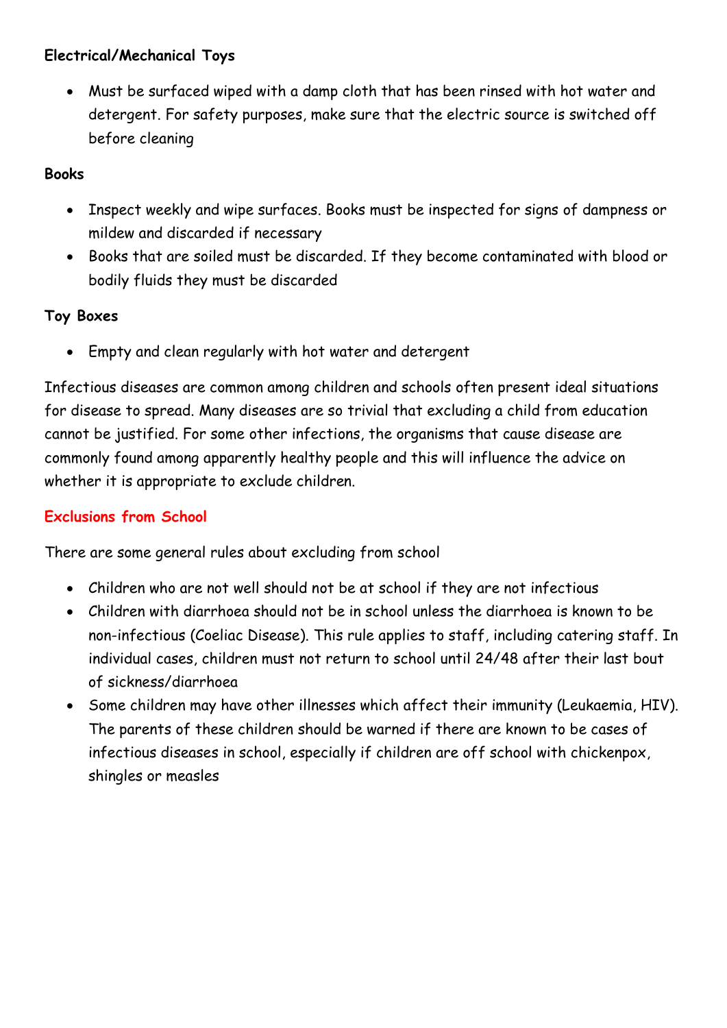**Electrical/Mechanical Toys**

- Must be surfaced wiped with a damp cloth that has been rinsed with hot water and detergent. For safety purposes, make sure that the electric source is switched off before cleaning

**Books**

- Inspect weekly and wipe surfaces. Books must be inspected for signs of dampness or mildew and discarded if necessary
- Books that are soiled must be discarded. If they become contaminated with blood or bodily fluids they must be discarded

**Toy Boxes**

- Empty and clean regularly with hot water and detergent

Infectious diseases are common among children and schools often present ideal situations for disease to spread. Many diseases are so trivial that excluding a child from education cannot be justified. For some other infections, the organisms that cause disease are commonly found among apparently healthy people and this will influence the advice on whether it is appropriate to exclude children.

## Exclusions from School

There are some general rules about excluding from school

- Children who are not well should not be at school if they are not infectious
- Children with diarrhoea should not be in school unless the diarrhoea is known to be non-infectious (Coeliac Disease). This rule applies to staff, including catering staff. In individual cases, children must not return to school until 24/48 after their last bout of sickness/diarrhoea
- Some children may have other illnesses which affect their immunity (Leukaemia, HIV). The parents of these children should be warned if there are known to be cases of infectious diseases in school, especially if children are off school with chickenpox, shingles or measles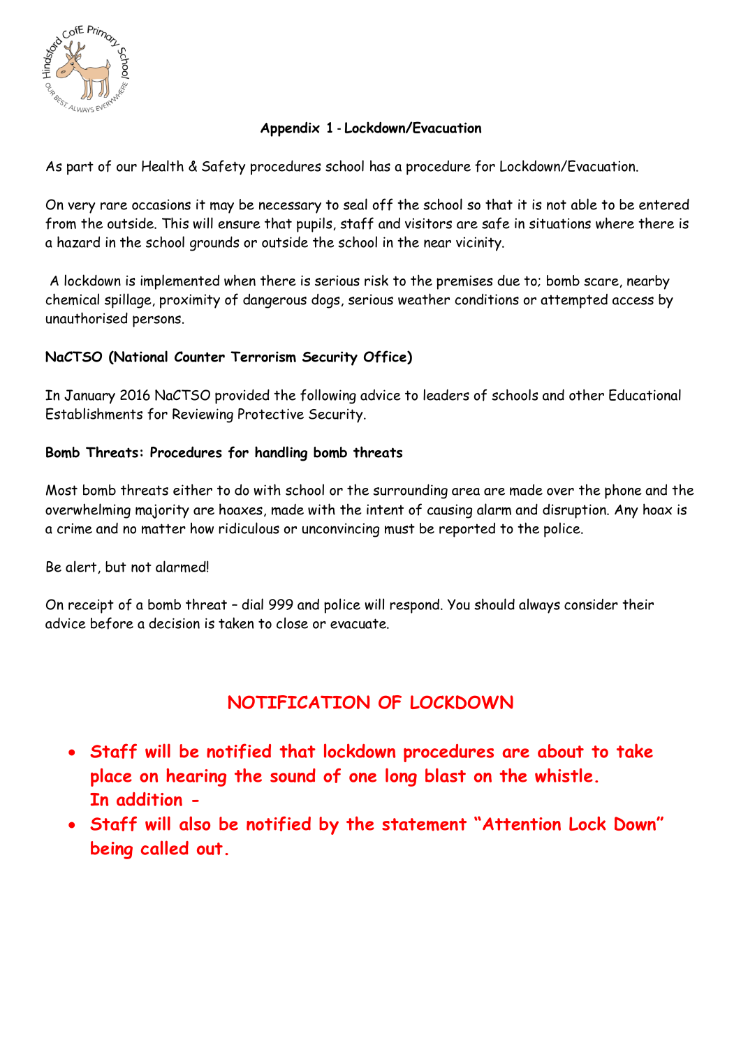## Appendix 1 - Lockdown/Evacuation

As part of our Health & Safety procedures school has a procedure for Lockdown/Evacuation.

On very rare occasions it may be necessary to seal off the school so that it is not able to be entered from the outside. This will ensure that pupils, staff and visitors are safe in situations where there is a hazard in the school grounds or outside the school in the near vicinity.

A lockdown is implemented when there is serious risk to the premises due to; bomb scare, nearby chemical spillage, proximity of dangerous dogs, serious weather conditions or attempted access by unauthorised persons.

**NaCTSO (National Counter Terrorism Security Office)**

In January 2016 NaCTSO provided the following advice to leaders of schools and other Educational Establishments for Reviewing Protective Security.

**Bomb Threats: Procedures for handling bomb threats**

Most bomb threats either to do with school or the surrounding area are made over the phone and the overwhelming majority are hoaxes, made with the intent of causing alarm and disruption. Any hoax is a crime and no matter how ridiculous or unconvincing must be reported to the police.

Be alert, but not alarmed!

On receipt of a bomb threat – dial 999 and police will respond. You should always consider their advice before a decision is taken to close or evacuate.

## NOTIFICATION OF LOCKDOWN

- **Staff will be notified that lockdown procedures are about to take place on hearing the sound of one long blast on the whistle. In addition -**
- **Staff will also be notified by the statement "Attention Lock Down" being called out.**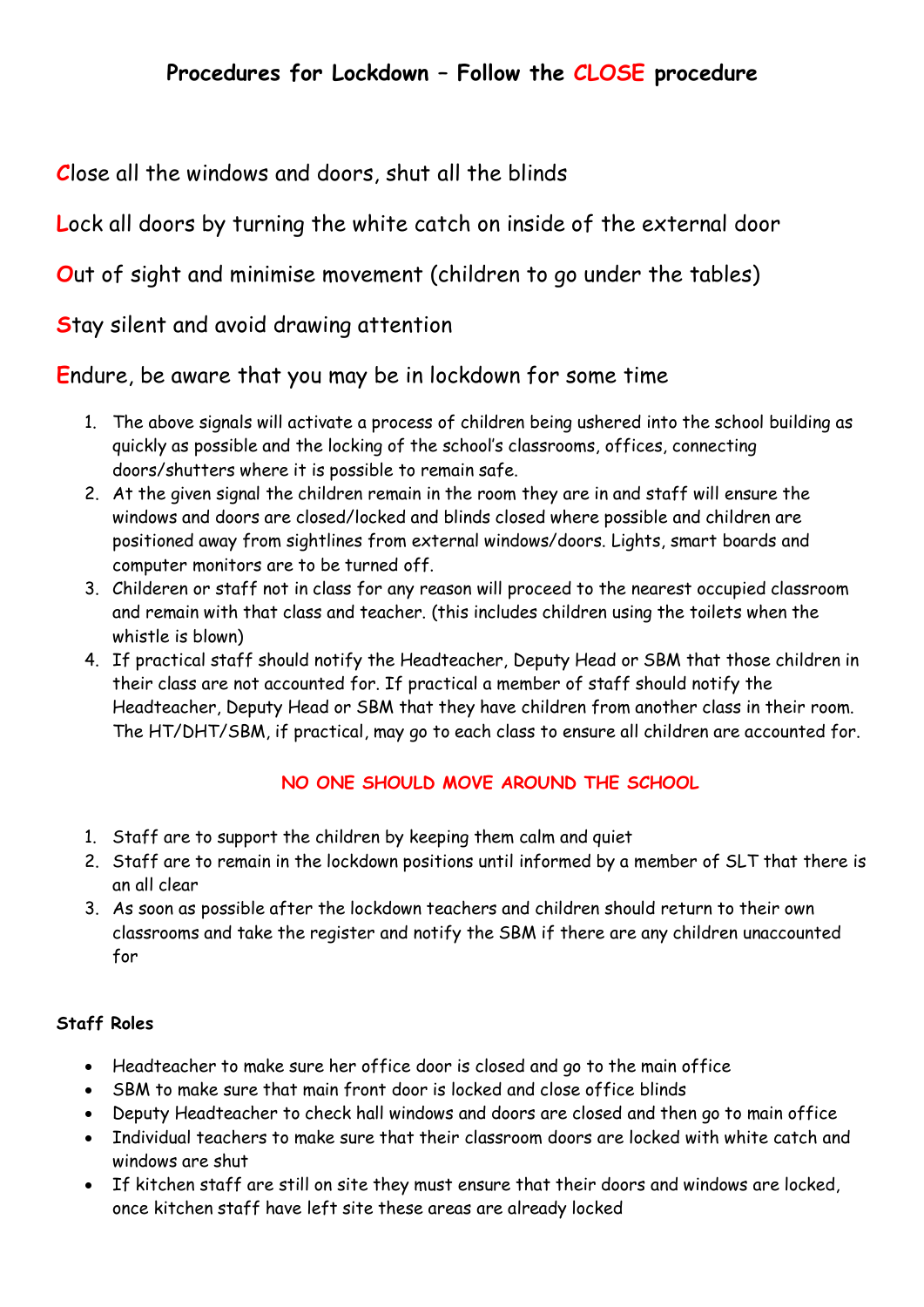# Procedures for Lockdown – Follow the CLOSE procedure

**C**lose all the windows and doors, shut all the blinds

**L**ock all doors by turning the white catch on inside of the external door

**O**ut of sight and minimise movement (children to go under the tables)

**S**tay silent and avoid drawing attention

**E**ndure, be aware that you may be in lockdown for some time

1. The above signals will activate a process of children being ushered into the school building as quickly as possible and the locking of the school's classrooms, offices, connecting doors/shutters where it is possible to remain safe.
2. At the given signal the children remain in the room they are in and staff will ensure the windows and doors are closed/locked and blinds closed where possible and children are positioned away from sightlines from external windows/doors. Lights, smart boards and computer monitors are to be turned off.
3. Childeren or staff not in class for any reason will proceed to the nearest occupied classroom and remain with that class and teacher. (this includes children using the toilets when the whistle is blown)
4. If practical staff should notify the Headteacher, Deputy Head or SBM that those children in their class are not accounted for. If practical a member of staff should notify the Headteacher, Deputy Head or SBM that they have children from another class in their room. The HT/DHT/SBM, if practical, may go to each class to ensure all children are accounted for.

**NO ONE SHOULD MOVE AROUND THE SCHOOL**

1. Staff are to support the children by keeping them calm and quiet
2. Staff are to remain in the lockdown positions until informed by a member of SLT that there is an all clear
3. As soon as possible after the lockdown teachers and children should return to their own classrooms and take the register and notify the SBM if there are any children unaccounted for

**Staff Roles**

- Headteacher to make sure her office door is closed and go to the main office
- SBM to make sure that main front door is locked and close office blinds
- Deputy Headteacher to check hall windows and doors are closed and then go to main office
- Individual teachers to make sure that their classroom doors are locked with white catch and windows are shut
- If kitchen staff are still on site they must ensure that their doors and windows are locked, once kitchen staff have left site these areas are already locked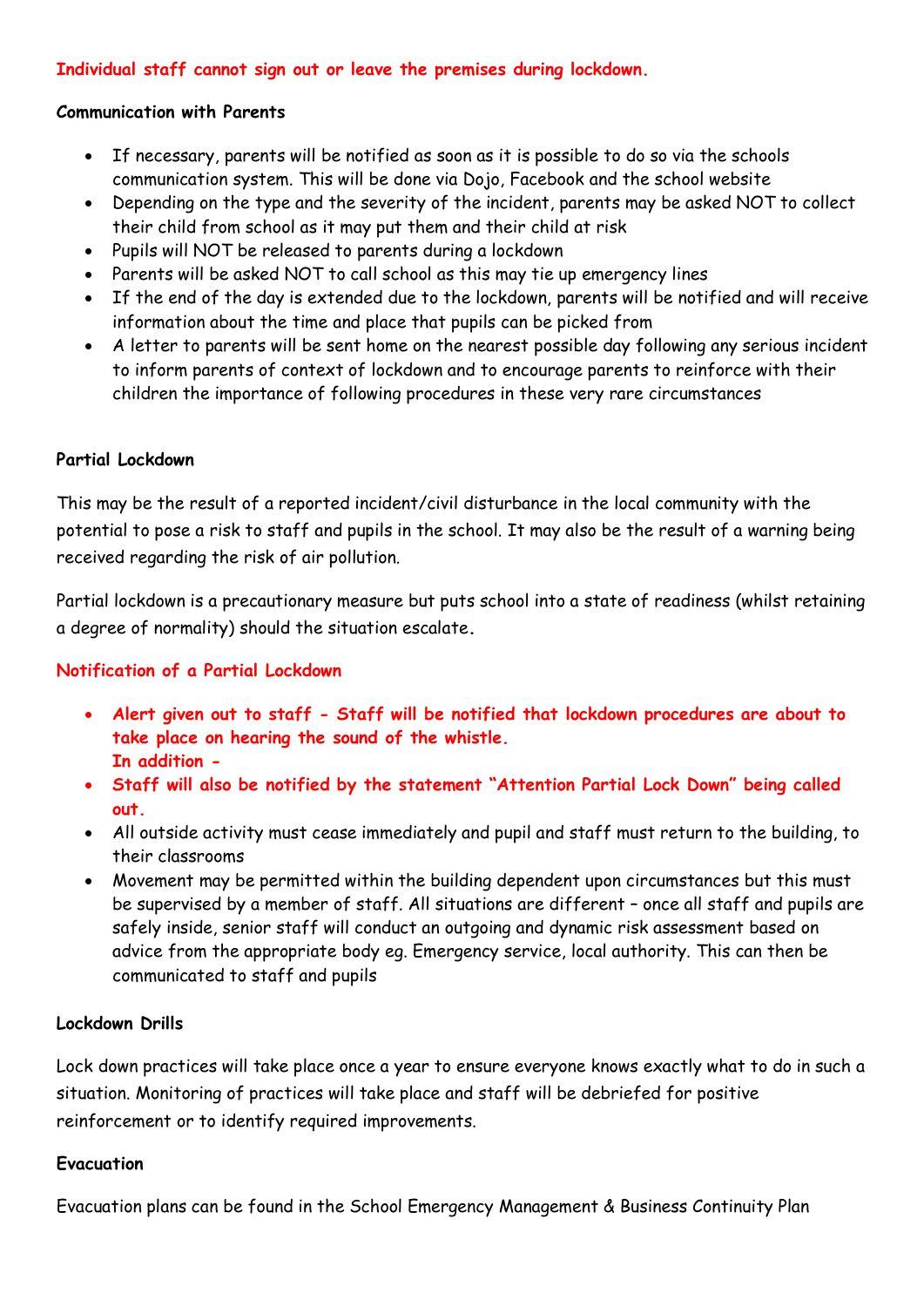**Individual staff cannot sign out or leave the premises during lockdown.**

**Communication with Parents**

- If necessary, parents will be notified as soon as it is possible to do so via the schools communication system. This will be done via Dojo, Facebook and the school website
- Depending on the type and the severity of the incident, parents may be asked NOT to collect their child from school as it may put them and their child at risk
- Pupils will NOT be released to parents during a lockdown
- Parents will be asked NOT to call school as this may tie up emergency lines
- If the end of the day is extended due to the lockdown, parents will be notified and will receive information about the time and place that pupils can be picked from
- A letter to parents will be sent home on the nearest possible day following any serious incident to inform parents of context of lockdown and to encourage parents to reinforce with their children the importance of following procedures in these very rare circumstances

**Partial Lockdown**

This may be the result of a reported incident/civil disturbance in the local community with the potential to pose a risk to staff and pupils in the school. It may also be the result of a warning being received regarding the risk of air pollution.

Partial lockdown is a precautionary measure but puts school into a state of readiness (whilst retaining a degree of normality) should the situation escalate.

**Notification of a Partial Lockdown**

- **Alert given out to staff - Staff will be notified that lockdown procedures are about to take place on hearing the sound of the whistle.**
  **In addition -**
- **Staff will also be notified by the statement "Attention Partial Lock Down" being called out.**
- All outside activity must cease immediately and pupil and staff must return to the building, to their classrooms
- Movement may be permitted within the building dependent upon circumstances but this must be supervised by a member of staff. All situations are different – once all staff and pupils are safely inside, senior staff will conduct an outgoing and dynamic risk assessment based on advice from the appropriate body eg. Emergency service, local authority. This can then be communicated to staff and pupils

**Lockdown Drills**

Lock down practices will take place once a year to ensure everyone knows exactly what to do in such a situation. Monitoring of practices will take place and staff will be debriefed for positive reinforcement or to identify required improvements.

**Evacuation**

Evacuation plans can be found in the School Emergency Management & Business Continuity Plan